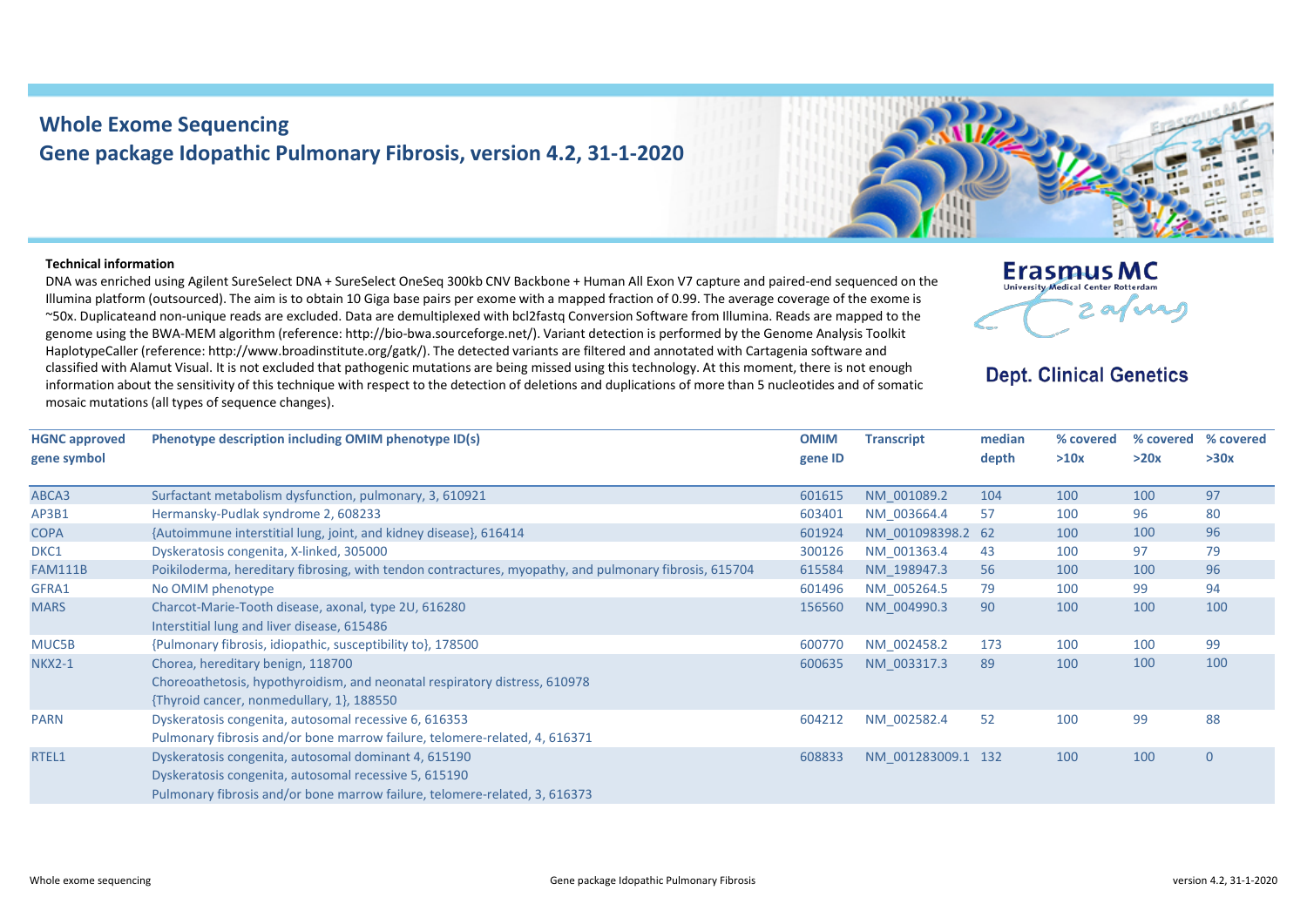# Whole Exome Sequencing

## Gene package Idopathic Pulmonary Fibrosis, version 4.2, 31-1-2020

Erasmus MC
University Medical Center Rotterdam

**Dept. Clinical Genetics**

**Technical information**

DNA was enriched using Agilent SureSelect DNA + SureSelect OneSeq 300kb CNV Backbone + Human All Exon V7 capture and paired-end sequenced on the Illumina platform (outsourced). The aim is to obtain 10 Giga base pairs per exome with a mapped fraction of 0.99. The average coverage of the exome is ~50x. Duplicateand non-unique reads are excluded. Data are demultiplexed with bcl2fastq Conversion Software from Illumina. Reads are mapped to the genome using the BWA-MEM algorithm (reference: http://bio-bwa.sourceforge.net/). Variant detection is performed by the Genome Analysis Toolkit HaplotypeCaller (reference: http://www.broadinstitute.org/gatk/). The detected variants are filtered and annotated with Cartagenia software and classified with Alamut Visual. It is not excluded that pathogenic mutations are being missed using this technology. At this moment, there is not enough information about the sensitivity of this technique with respect to the detection of deletions and duplications of more than 5 nucleotides and of somatic mosaic mutations (all types of sequence changes).

| HGNC approved gene symbol | Phenotype description including OMIM phenotype ID(s) | OMIM gene ID | Transcript | median depth | % covered >10x | % covered >20x | % covered >30x |
|---|---|---|---|---|---|---|---|
| ABCA3 | Surfactant metabolism dysfunction, pulmonary, 3, 610921 | 601615 | NM_001089.2 | 104 | 100 | 100 | 97 |
| AP3B1 | Hermansky-Pudlak syndrome 2, 608233 | 603401 | NM_003664.4 | 57 | 100 | 96 | 80 |
| COPA | {Autoimmune interstitial lung, joint, and kidney disease}, 616414 | 601924 | NM_001098398.2 | 62 | 100 | 100 | 96 |
| DKC1 | Dyskeratosis congenita, X-linked, 305000 | 300126 | NM_001363.4 | 43 | 100 | 97 | 79 |
| FAM111B | Poikiloderma, hereditary fibrosing, with tendon contractures, myopathy, and pulmonary fibrosis, 615704 | 615584 | NM_198947.3 | 56 | 100 | 100 | 96 |
| GFRA1 | No OMIM phenotype | 601496 | NM_005264.5 | 79 | 100 | 99 | 94 |
| MARS | Charcot-Marie-Tooth disease, axonal, type 2U, 616280<br>Interstitial lung and liver disease, 615486 | 156560 | NM_004990.3 | 90 | 100 | 100 | 100 |
| MUC5B | {Pulmonary fibrosis, idiopathic, susceptibility to}, 178500 | 600770 | NM_002458.2 | 173 | 100 | 100 | 99 |
| NKX2-1 | Chorea, hereditary benign, 118700<br>Choreoathetosis, hypothyroidism, and neonatal respiratory distress, 610978<br>{Thyroid cancer, nonmedullary, 1}, 188550 | 600635 | NM_003317.3 | 89 | 100 | 100 | 100 |
| PARN | Dyskeratosis congenita, autosomal recessive 6, 616353<br>Pulmonary fibrosis and/or bone marrow failure, telomere-related, 4, 616371 | 604212 | NM_002582.4 | 52 | 100 | 99 | 88 |
| RTEL1 | Dyskeratosis congenita, autosomal dominant 4, 615190<br>Dyskeratosis congenita, autosomal recessive 5, 615190<br>Pulmonary fibrosis and/or bone marrow failure, telomere-related, 3, 616373 | 608833 | NM_001283009.1 | 132 | 100 | 100 | 0 |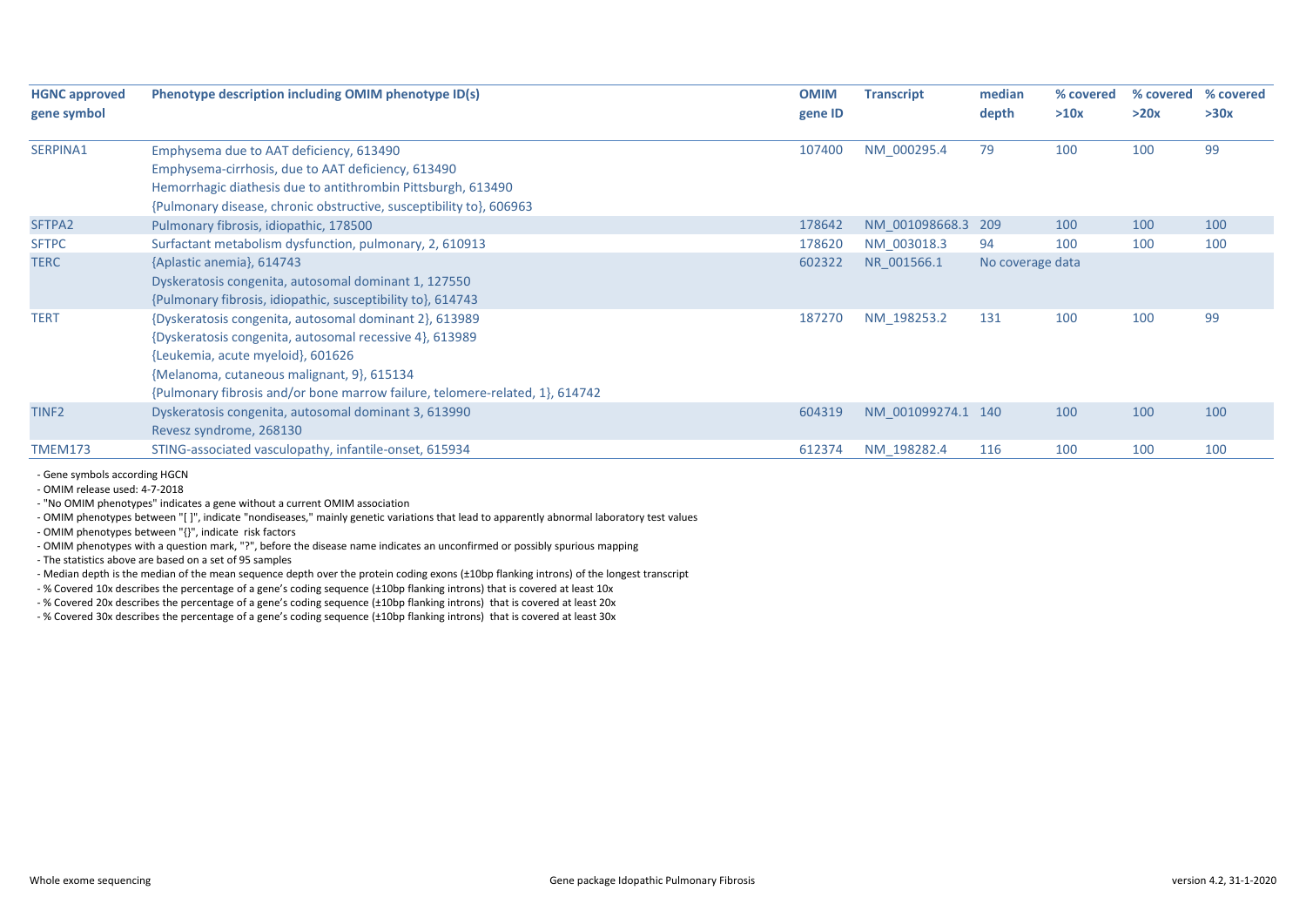| HGNC approved gene symbol | Phenotype description including OMIM phenotype ID(s) | OMIM gene ID | Transcript | median depth | % covered >10x | % covered >20x | % covered >30x |
|---|---|---|---|---|---|---|---|
| SERPINA1 | Emphysema due to AAT deficiency, 613490<br>Emphysema-cirrhosis, due to AAT deficiency, 613490<br>Hemorrhagic diathesis due to antithrombin Pittsburgh, 613490<br>{Pulmonary disease, chronic obstructive, susceptibility to}, 606963 | 107400 | NM_000295.4 | 79 | 100 | 100 | 99 |
| SFTPA2 | Pulmonary fibrosis, idiopathic, 178500 | 178642 | NM_001098668.3 | 209 | 100 | 100 | 100 |
| SFTPC | Surfactant metabolism dysfunction, pulmonary, 2, 610913 | 178620 | NM_003018.3 | 94 | 100 | 100 | 100 |
| TERC | {Aplastic anemia}, 614743<br>Dyskeratosis congenita, autosomal dominant 1, 127550<br>{Pulmonary fibrosis, idiopathic, susceptibility to}, 614743 | 602322 | NR_001566.1 | No coverage data | | | |
| TERT | {Dyskeratosis congenita, autosomal dominant 2}, 613989<br>{Dyskeratosis congenita, autosomal recessive 4}, 613989<br>{Leukemia, acute myeloid}, 601626<br>{Melanoma, cutaneous malignant, 9}, 615134<br>{Pulmonary fibrosis and/or bone marrow failure, telomere-related, 1}, 614742 | 187270 | NM_198253.2 | 131 | 100 | 100 | 99 |
| TINF2 | Dyskeratosis congenita, autosomal dominant 3, 613990<br>Revesz syndrome, 268130 | 604319 | NM_001099274.1 | 140 | 100 | 100 | 100 |
| TMEM173 | STING-associated vasculopathy, infantile-onset, 615934 | 612374 | NM_198282.4 | 116 | 100 | 100 | 100 |

- Gene symbols according HGCN
- OMIM release used: 4-7-2018
- "No OMIM phenotypes" indicates a gene without a current OMIM association
- OMIM phenotypes between "[ ]", indicate "nondiseases," mainly genetic variations that lead to apparently abnormal laboratory test values
- OMIM phenotypes between "{}", indicate risk factors
- OMIM phenotypes with a question mark, "?", before the disease name indicates an unconfirmed or possibly spurious mapping
- The statistics above are based on a set of 95 samples
- Median depth is the median of the mean sequence depth over the protein coding exons (±10bp flanking introns) of the longest transcript
- % Covered 10x describes the percentage of a gene's coding sequence (±10bp flanking introns) that is covered at least 10x
- % Covered 20x describes the percentage of a gene's coding sequence (±10bp flanking introns) that is covered at least 20x
- % Covered 30x describes the percentage of a gene's coding sequence (±10bp flanking introns) that is covered at least 30x